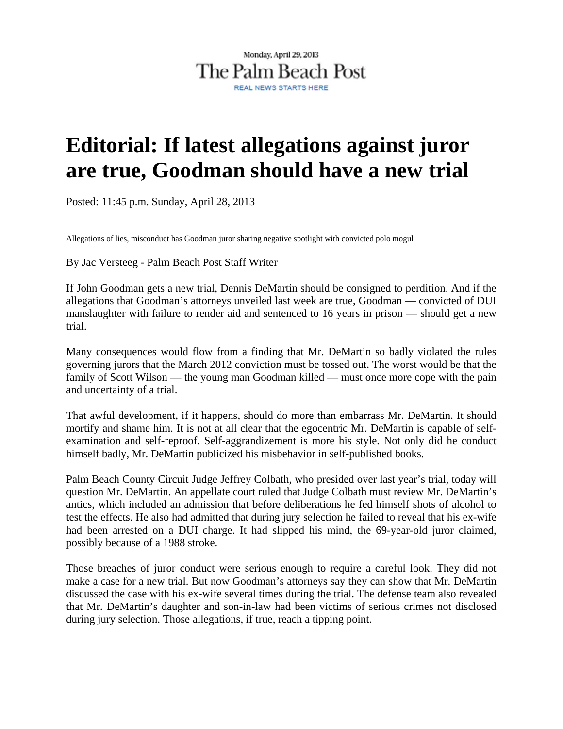Monday, April 29, 2013

The Palm Beach Post

REAL NEWS STARTS HERE

# Editorial: If latest allegations against juror are true, Goodman should have a new trial

Posted: 11:45 p.m. Sunday, April 28, 2013

Allegations of lies, misconduct has Goodman juror sharing negative spotlight with convicted polo mogul

By Jac Versteeg - Palm Beach Post Staff Writer

If John Goodman gets a new trial, Dennis DeMartin should be consigned to perdition. And if the allegations that Goodman's attorneys unveiled last week are true, Goodman — convicted of DUI manslaughter with failure to render aid and sentenced to 16 years in prison — should get a new trial.

Many consequences would flow from a finding that Mr. DeMartin so badly violated the rules governing jurors that the March 2012 conviction must be tossed out. The worst would be that the family of Scott Wilson — the young man Goodman killed — must once more cope with the pain and uncertainty of a trial.

That awful development, if it happens, should do more than embarrass Mr. DeMartin. It should mortify and shame him. It is not at all clear that the egocentric Mr. DeMartin is capable of self-examination and self-reproof. Self-aggrandizement is more his style. Not only did he conduct himself badly, Mr. DeMartin publicized his misbehavior in self-published books.

Palm Beach County Circuit Judge Jeffrey Colbath, who presided over last year's trial, today will question Mr. DeMartin. An appellate court ruled that Judge Colbath must review Mr. DeMartin's antics, which included an admission that before deliberations he fed himself shots of alcohol to test the effects. He also had admitted that during jury selection he failed to reveal that his ex-wife had been arrested on a DUI charge. It had slipped his mind, the 69-year-old juror claimed, possibly because of a 1988 stroke.

Those breaches of juror conduct were serious enough to require a careful look. They did not make a case for a new trial. But now Goodman's attorneys say they can show that Mr. DeMartin discussed the case with his ex-wife several times during the trial. The defense team also revealed that Mr. DeMartin's daughter and son-in-law had been victims of serious crimes not disclosed during jury selection. Those allegations, if true, reach a tipping point.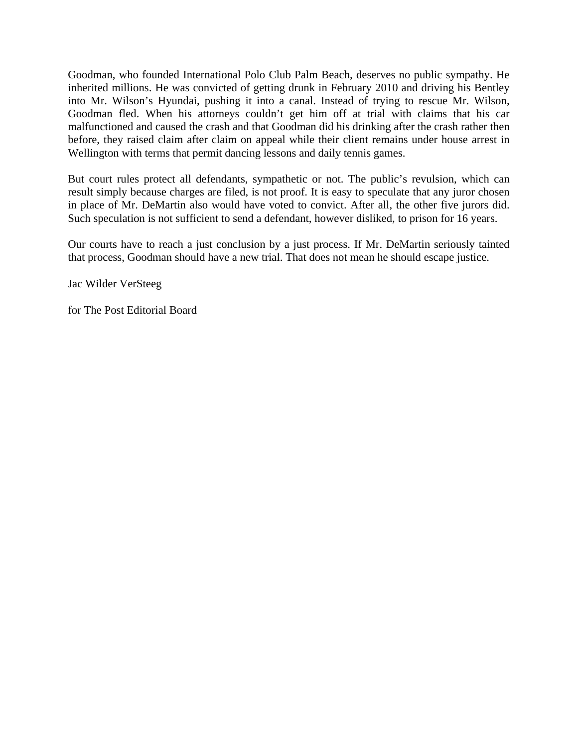Goodman, who founded International Polo Club Palm Beach, deserves no public sympathy. He inherited millions. He was convicted of getting drunk in February 2010 and driving his Bentley into Mr. Wilson's Hyundai, pushing it into a canal. Instead of trying to rescue Mr. Wilson, Goodman fled. When his attorneys couldn't get him off at trial with claims that his car malfunctioned and caused the crash and that Goodman did his drinking after the crash rather then before, they raised claim after claim on appeal while their client remains under house arrest in Wellington with terms that permit dancing lessons and daily tennis games.

But court rules protect all defendants, sympathetic or not. The public's revulsion, which can result simply because charges are filed, is not proof. It is easy to speculate that any juror chosen in place of Mr. DeMartin also would have voted to convict. After all, the other five jurors did. Such speculation is not sufficient to send a defendant, however disliked, to prison for 16 years.

Our courts have to reach a just conclusion by a just process. If Mr. DeMartin seriously tainted that process, Goodman should have a new trial. That does not mean he should escape justice.

Jac Wilder VerSteeg

for The Post Editorial Board